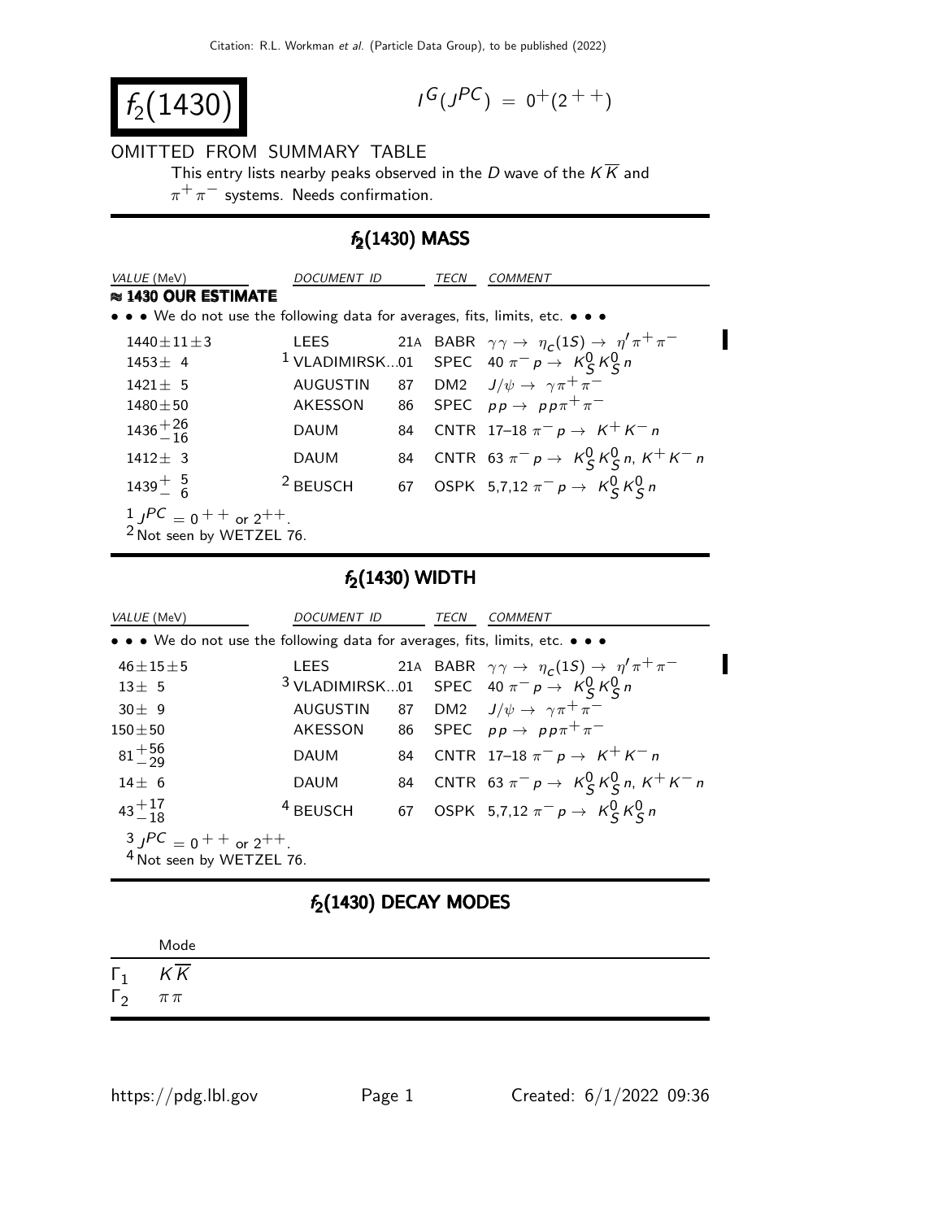# $f_2(1430)$

$$I^G(J^{PC}) = 0^+(2^{++})$$

OMITTED FROM SUMMARY TABLE

This entry lists nearby peaks observed in the $D$ wave of the $K\overline{K}$ and $\pi^+\pi^-$ systems. Needs confirmation.

## $f_2(1430)$ MASS

| VALUE (MeV) | DOCUMENT ID | | TECN | COMMENT |
|---|---|---|---|---|
| **≈ 1430 OUR ESTIMATE** | | | | |
| • • • We do not use the following data for averages, fits, limits, etc. • • • | | | | |
| $1440 \pm 11 \pm 3$ | LEES | 21A | BABR | $\gamma\gamma \rightarrow \eta_c(1S) \rightarrow \eta' \pi^+ \pi^-$ |
| $1453 \pm 4$ | [1] VLADIMIRSK... | 01 | SPEC | $40\ \pi^- p \rightarrow K^0_S K^0_S n$ |
| $1421 \pm 5$ | AUGUSTIN | 87 | DM2 | $J/\psi \rightarrow \gamma \pi^+ \pi^-$ |
| $1480 \pm 50$ | AKESSON | 86 | SPEC | $pp \rightarrow pp \pi^+ \pi^-$ |
| $1436^{+26}_{-16}$ | DAUM | 84 | CNTR | 17–18 $\pi^- p \rightarrow K^+ K^- n$ |
| $1412 \pm 3$ | DAUM | 84 | CNTR | $63\ \pi^- p \rightarrow K^0_S K^0_S n$, $K^+ K^- n$ |
| $1439^{+5}_{-6}$ | [2] BEUSCH | 67 | OSPK | 5,7,12 $\pi^- p \rightarrow K^0_S K^0_S n$ |

[1] $J^{PC} = 0^{++}$ or $2^{++}$.
[2] Not seen by WETZEL 76.

## $f_2(1430)$ WIDTH

| VALUE (MeV) | DOCUMENT ID | | TECN | COMMENT |
|---|---|---|---|---|
| • • • We do not use the following data for averages, fits, limits, etc. • • • | | | | |
| $46 \pm 15 \pm 5$ | LEES | 21A | BABR | $\gamma\gamma \rightarrow \eta_c(1S) \rightarrow \eta' \pi^+ \pi^-$ |
| $13 \pm 5$ | [3] VLADIMIRSK... | 01 | SPEC | $40\ \pi^- p \rightarrow K^0_S K^0_S n$ |
| $30 \pm 9$ | AUGUSTIN | 87 | DM2 | $J/\psi \rightarrow \gamma \pi^+ \pi^-$ |
| $150 \pm 50$ | AKESSON | 86 | SPEC | $pp \rightarrow pp \pi^+ \pi^-$ |
| $81^{+56}_{-29}$ | DAUM | 84 | CNTR | 17–18 $\pi^- p \rightarrow K^+ K^- n$ |
| $14 \pm 6$ | DAUM | 84 | CNTR | $63\ \pi^- p \rightarrow K^0_S K^0_S n$, $K^+ K^- n$ |
| $43^{+17}_{-18}$ | [4] BEUSCH | 67 | OSPK | 5,7,12 $\pi^- p \rightarrow K^0_S K^0_S n$ |

[3] $J^{PC} = 0^{++}$ or $2^{++}$.
[4] Not seen by WETZEL 76.

## $f_2(1430)$ DECAY MODES

| | Mode |
|---|---|
| $\Gamma_1$ | $K\overline{K}$ |
| $\Gamma_2$ | $\pi\pi$ |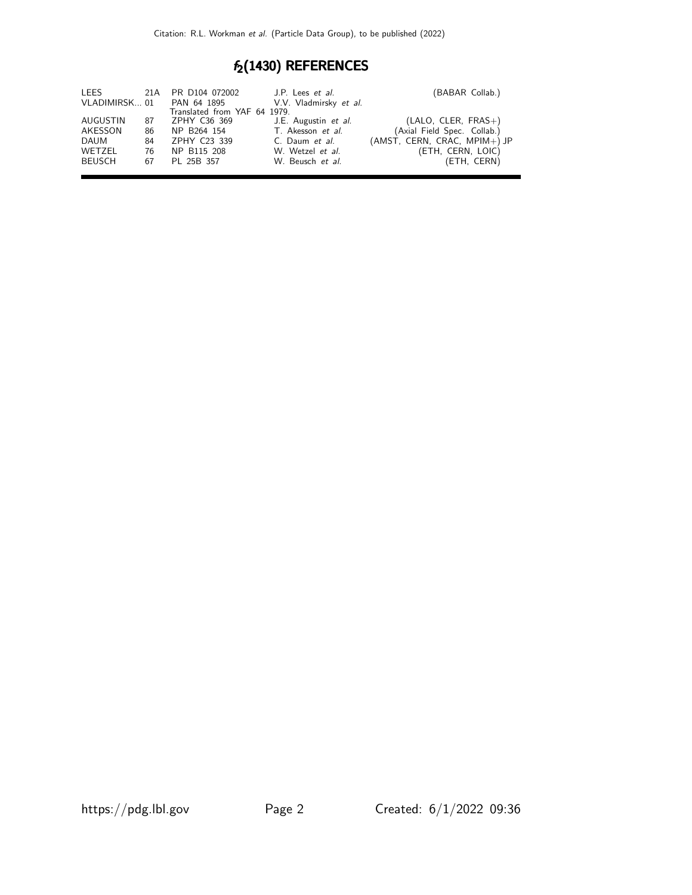# $f_2(1430)$ REFERENCES

| | | | | |
|---|---|---|---|---|
| LEES | 21A | PR D104 072002 | J.P. Lees *et al.* | (BABAR Collab.) |
| VLADIMIRSK... | 01 | PAN 64 1895 | V.V. Vladmirsky *et al.* | |
| | | Translated from YAF 64 1979. | | |
| AUGUSTIN | 87 | ZPHY C36 369 | J.E. Augustin *et al.* | (LALO, CLER, FRAS+) |
| AKESSON | 86 | NP B264 154 | T. Akesson *et al.* | (Axial Field Spec. Collab.) |
| DAUM | 84 | ZPHY C23 339 | C. Daum *et al.* | (AMST, CERN, CRAC, MPIM+) JP |
| WETZEL | 76 | NP B115 208 | W. Wetzel *et al.* | (ETH, CERN, LOIC) |
| BEUSCH | 67 | PL 25B 357 | W. Beusch *et al.* | (ETH, CERN) |